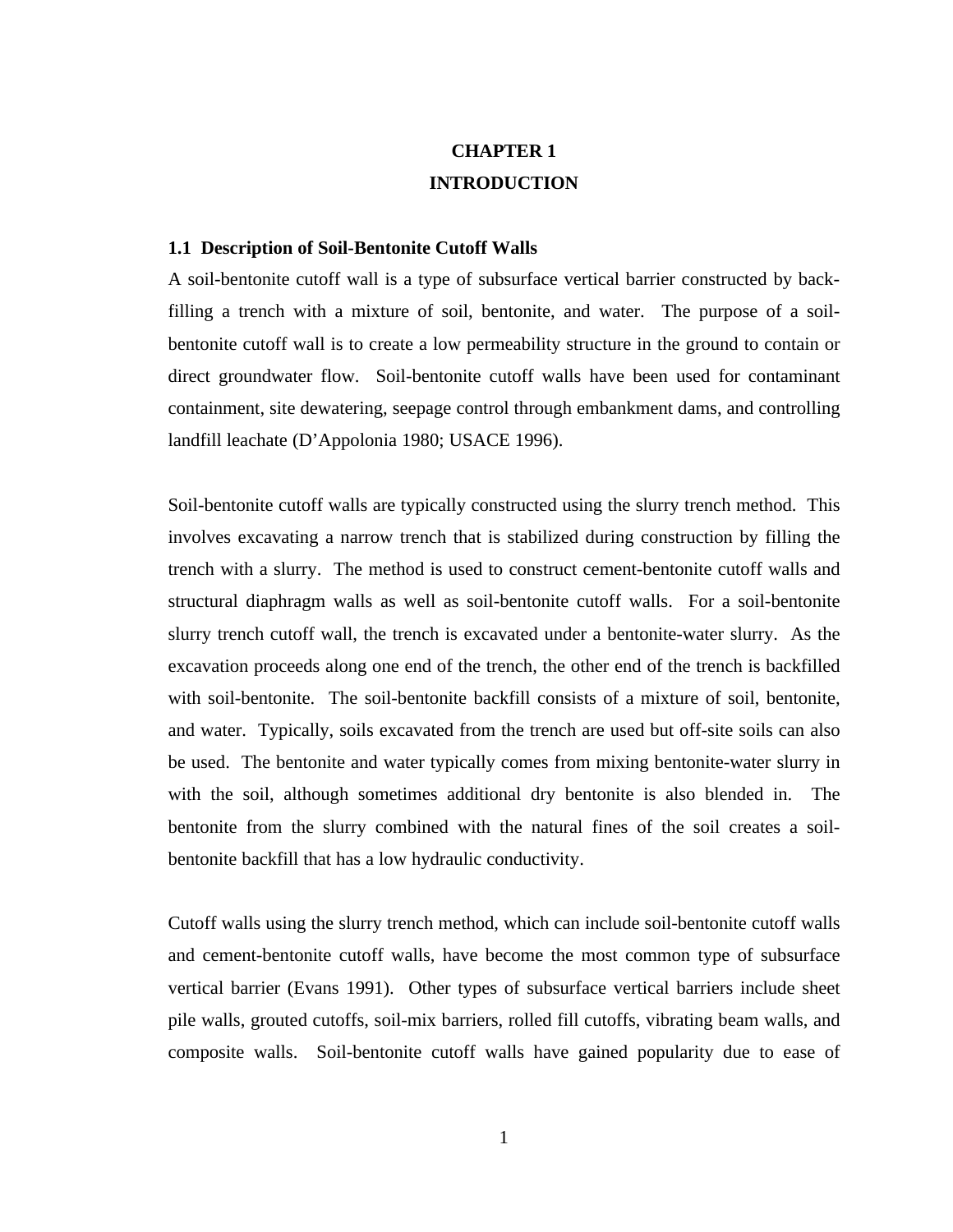# CHAPTER 1
# INTRODUCTION

## 1.1 Description of Soil-Bentonite Cutoff Walls

A soil-bentonite cutoff wall is a type of subsurface vertical barrier constructed by back-filling a trench with a mixture of soil, bentonite, and water. The purpose of a soil-bentonite cutoff wall is to create a low permeability structure in the ground to contain or direct groundwater flow. Soil-bentonite cutoff walls have been used for contaminant containment, site dewatering, seepage control through embankment dams, and controlling landfill leachate (D'Appolonia 1980; USACE 1996).

Soil-bentonite cutoff walls are typically constructed using the slurry trench method. This involves excavating a narrow trench that is stabilized during construction by filling the trench with a slurry. The method is used to construct cement-bentonite cutoff walls and structural diaphragm walls as well as soil-bentonite cutoff walls. For a soil-bentonite slurry trench cutoff wall, the trench is excavated under a bentonite-water slurry. As the excavation proceeds along one end of the trench, the other end of the trench is backfilled with soil-bentonite. The soil-bentonite backfill consists of a mixture of soil, bentonite, and water. Typically, soils excavated from the trench are used but off-site soils can also be used. The bentonite and water typically comes from mixing bentonite-water slurry in with the soil, although sometimes additional dry bentonite is also blended in. The bentonite from the slurry combined with the natural fines of the soil creates a soil-bentonite backfill that has a low hydraulic conductivity.

Cutoff walls using the slurry trench method, which can include soil-bentonite cutoff walls and cement-bentonite cutoff walls, have become the most common type of subsurface vertical barrier (Evans 1991). Other types of subsurface vertical barriers include sheet pile walls, grouted cutoffs, soil-mix barriers, rolled fill cutoffs, vibrating beam walls, and composite walls. Soil-bentonite cutoff walls have gained popularity due to ease of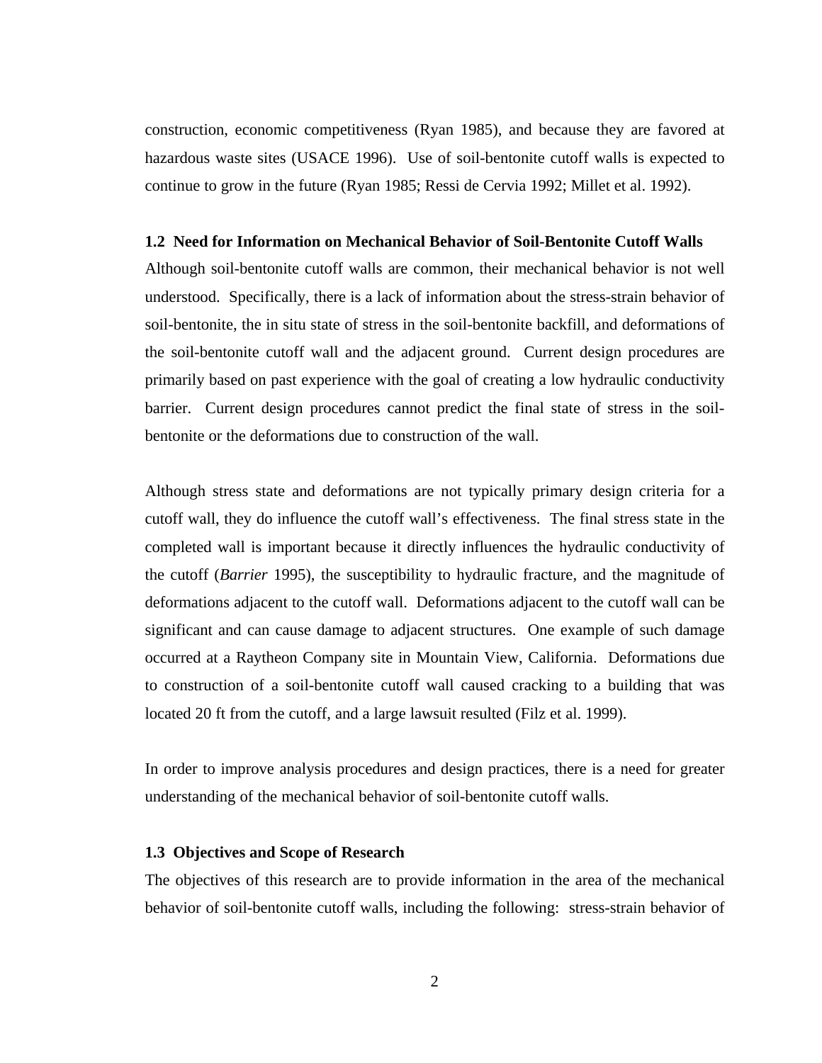construction, economic competitiveness (Ryan 1985), and because they are favored at hazardous waste sites (USACE 1996). Use of soil-bentonite cutoff walls is expected to continue to grow in the future (Ryan 1985; Ressi de Cervia 1992; Millet et al. 1992).

### 1.2 Need for Information on Mechanical Behavior of Soil-Bentonite Cutoff Walls

Although soil-bentonite cutoff walls are common, their mechanical behavior is not well understood. Specifically, there is a lack of information about the stress-strain behavior of soil-bentonite, the in situ state of stress in the soil-bentonite backfill, and deformations of the soil-bentonite cutoff wall and the adjacent ground. Current design procedures are primarily based on past experience with the goal of creating a low hydraulic conductivity barrier. Current design procedures cannot predict the final state of stress in the soil-bentonite or the deformations due to construction of the wall.

Although stress state and deformations are not typically primary design criteria for a cutoff wall, they do influence the cutoff wall's effectiveness. The final stress state in the completed wall is important because it directly influences the hydraulic conductivity of the cutoff (*Barrier* 1995), the susceptibility to hydraulic fracture, and the magnitude of deformations adjacent to the cutoff wall. Deformations adjacent to the cutoff wall can be significant and can cause damage to adjacent structures. One example of such damage occurred at a Raytheon Company site in Mountain View, California. Deformations due to construction of a soil-bentonite cutoff wall caused cracking to a building that was located 20 ft from the cutoff, and a large lawsuit resulted (Filz et al. 1999).

In order to improve analysis procedures and design practices, there is a need for greater understanding of the mechanical behavior of soil-bentonite cutoff walls.

### 1.3 Objectives and Scope of Research

The objectives of this research are to provide information in the area of the mechanical behavior of soil-bentonite cutoff walls, including the following: stress-strain behavior of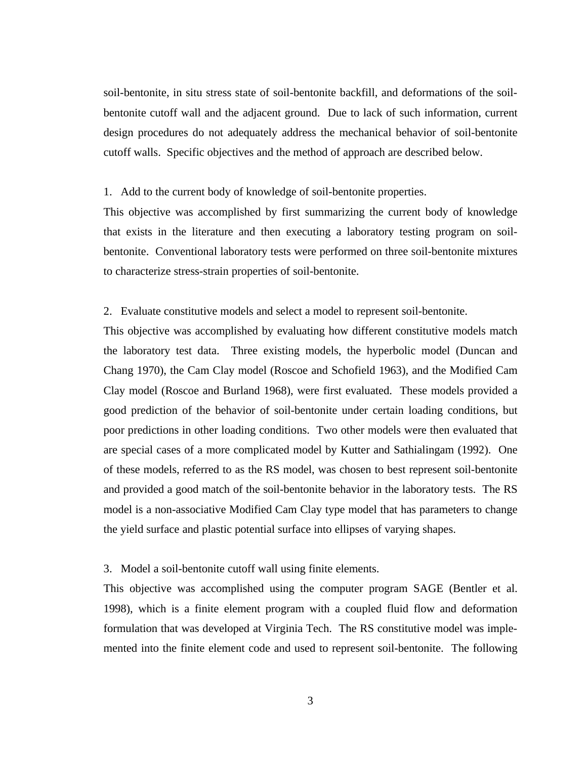soil-bentonite, in situ stress state of soil-bentonite backfill, and deformations of the soil-bentonite cutoff wall and the adjacent ground. Due to lack of such information, current design procedures do not adequately address the mechanical behavior of soil-bentonite cutoff walls. Specific objectives and the method of approach are described below.

1. Add to the current body of knowledge of soil-bentonite properties.

This objective was accomplished by first summarizing the current body of knowledge that exists in the literature and then executing a laboratory testing program on soil-bentonite. Conventional laboratory tests were performed on three soil-bentonite mixtures to characterize stress-strain properties of soil-bentonite.

2. Evaluate constitutive models and select a model to represent soil-bentonite.

This objective was accomplished by evaluating how different constitutive models match the laboratory test data. Three existing models, the hyperbolic model (Duncan and Chang 1970), the Cam Clay model (Roscoe and Schofield 1963), and the Modified Cam Clay model (Roscoe and Burland 1968), were first evaluated. These models provided a good prediction of the behavior of soil-bentonite under certain loading conditions, but poor predictions in other loading conditions. Two other models were then evaluated that are special cases of a more complicated model by Kutter and Sathialingam (1992). One of these models, referred to as the RS model, was chosen to best represent soil-bentonite and provided a good match of the soil-bentonite behavior in the laboratory tests. The RS model is a non-associative Modified Cam Clay type model that has parameters to change the yield surface and plastic potential surface into ellipses of varying shapes.

3. Model a soil-bentonite cutoff wall using finite elements.

This objective was accomplished using the computer program SAGE (Bentler et al. 1998), which is a finite element program with a coupled fluid flow and deformation formulation that was developed at Virginia Tech. The RS constitutive model was implemented into the finite element code and used to represent soil-bentonite. The following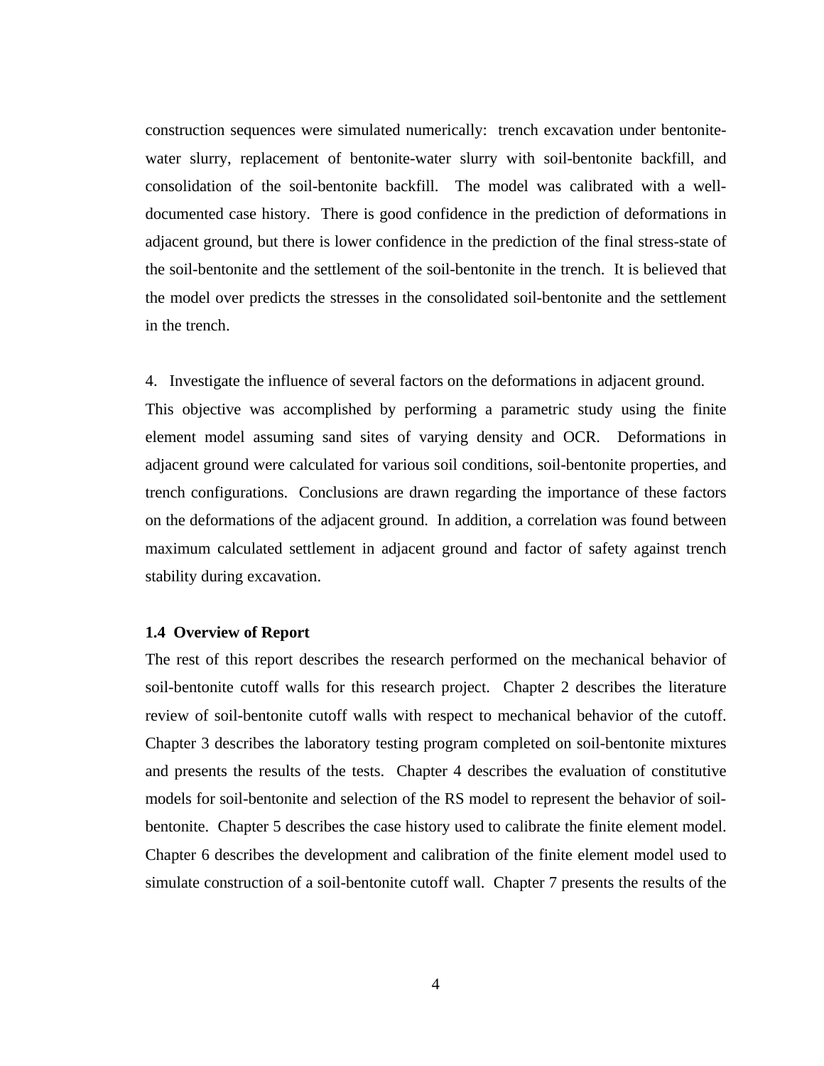construction sequences were simulated numerically: trench excavation under bentonite-water slurry, replacement of bentonite-water slurry with soil-bentonite backfill, and consolidation of the soil-bentonite backfill. The model was calibrated with a well-documented case history. There is good confidence in the prediction of deformations in adjacent ground, but there is lower confidence in the prediction of the final stress-state of the soil-bentonite and the settlement of the soil-bentonite in the trench. It is believed that the model over predicts the stresses in the consolidated soil-bentonite and the settlement in the trench.

4. Investigate the influence of several factors on the deformations in adjacent ground.

This objective was accomplished by performing a parametric study using the finite element model assuming sand sites of varying density and OCR. Deformations in adjacent ground were calculated for various soil conditions, soil-bentonite properties, and trench configurations. Conclusions are drawn regarding the importance of these factors on the deformations of the adjacent ground. In addition, a correlation was found between maximum calculated settlement in adjacent ground and factor of safety against trench stability during excavation.

### 1.4 Overview of Report

The rest of this report describes the research performed on the mechanical behavior of soil-bentonite cutoff walls for this research project. Chapter 2 describes the literature review of soil-bentonite cutoff walls with respect to mechanical behavior of the cutoff. Chapter 3 describes the laboratory testing program completed on soil-bentonite mixtures and presents the results of the tests. Chapter 4 describes the evaluation of constitutive models for soil-bentonite and selection of the RS model to represent the behavior of soil-bentonite. Chapter 5 describes the case history used to calibrate the finite element model. Chapter 6 describes the development and calibration of the finite element model used to simulate construction of a soil-bentonite cutoff wall. Chapter 7 presents the results of the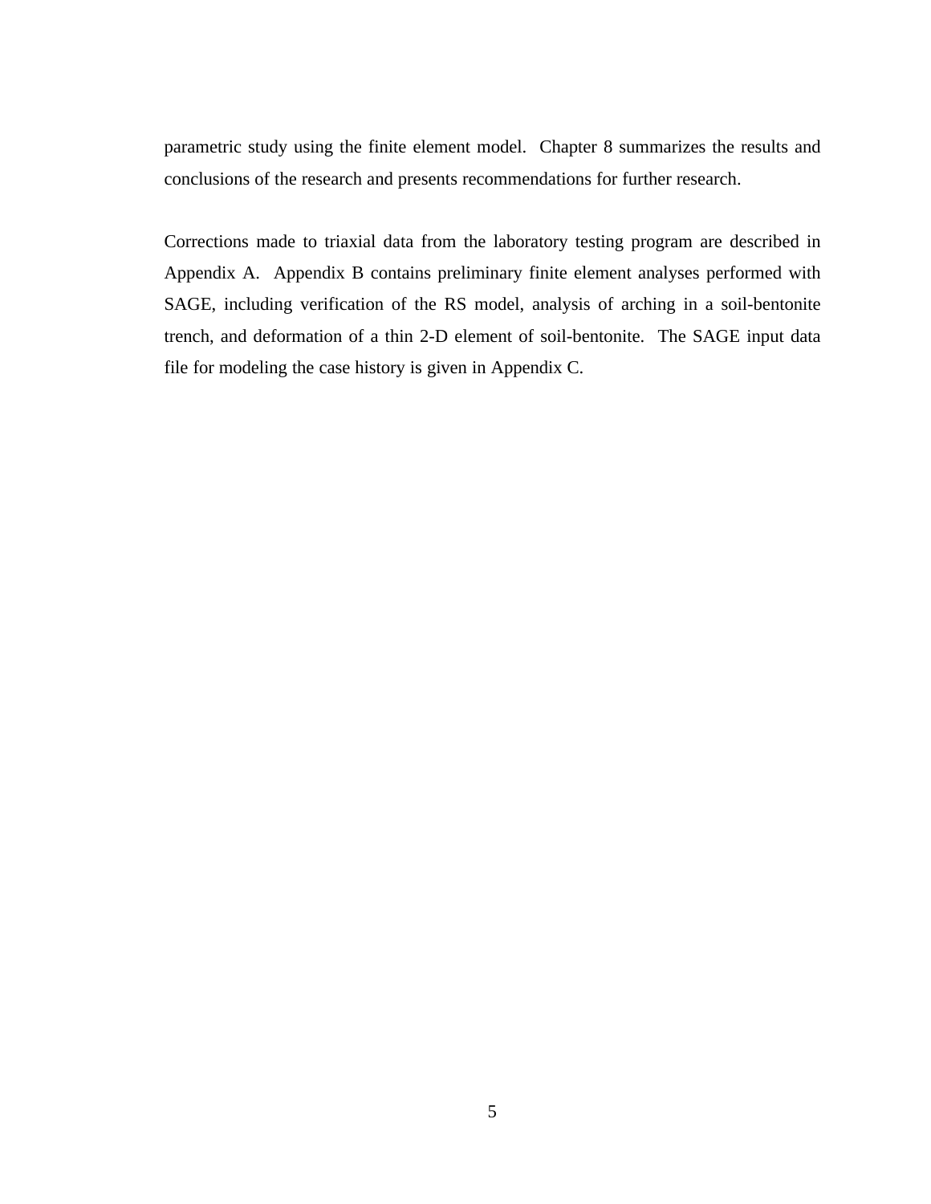parametric study using the finite element model. Chapter 8 summarizes the results and conclusions of the research and presents recommendations for further research.

Corrections made to triaxial data from the laboratory testing program are described in Appendix A. Appendix B contains preliminary finite element analyses performed with SAGE, including verification of the RS model, analysis of arching in a soil-bentonite trench, and deformation of a thin 2-D element of soil-bentonite. The SAGE input data file for modeling the case history is given in Appendix C.